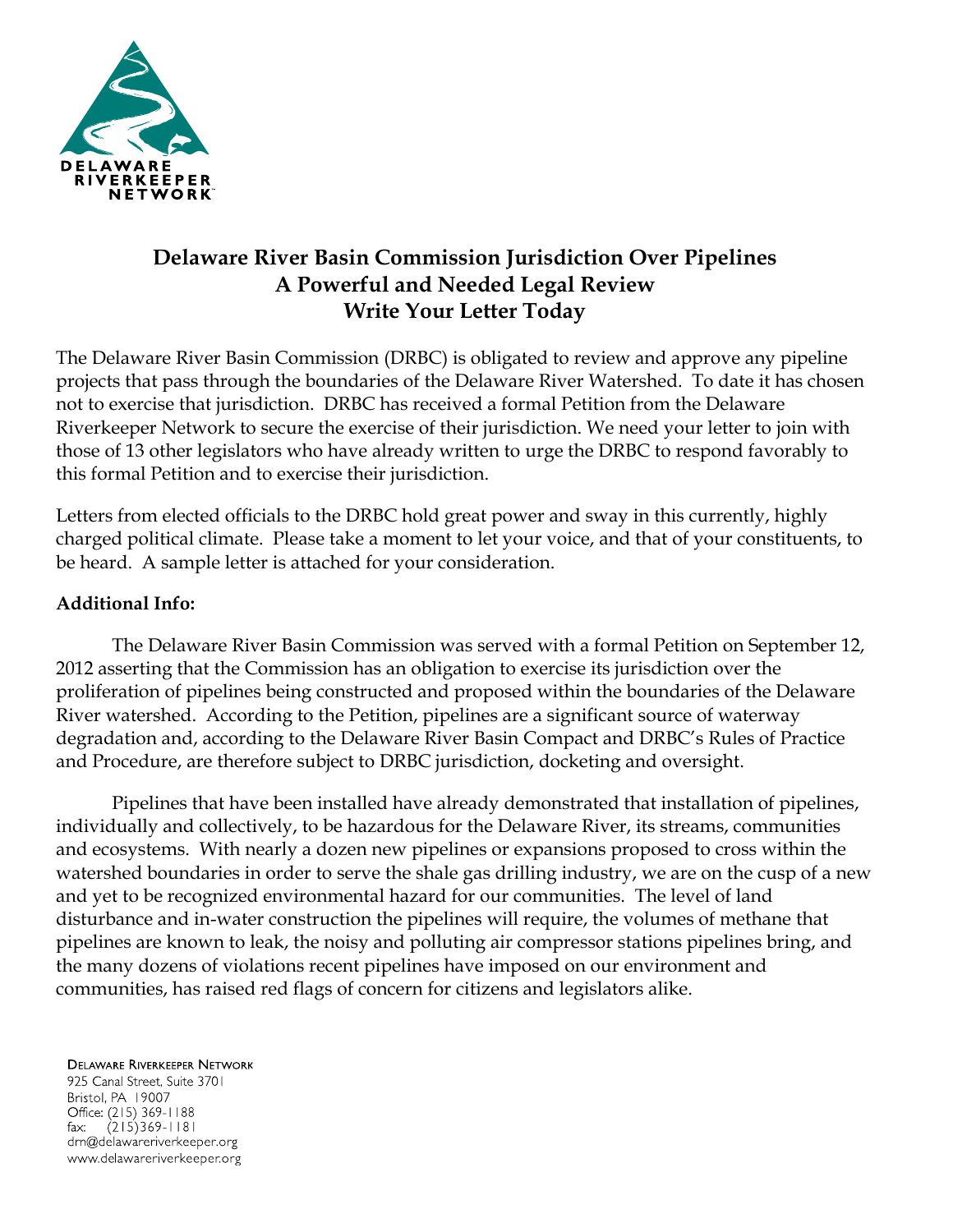DELAWARE RIVERKEEPER NETWORK

# Delaware River Basin Commission Jurisdiction Over Pipelines
# A Powerful and Needed Legal Review
# Write Your Letter Today

The Delaware River Basin Commission (DRBC) is obligated to review and approve any pipeline projects that pass through the boundaries of the Delaware River Watershed. To date it has chosen not to exercise that jurisdiction. DRBC has received a formal Petition from the Delaware Riverkeeper Network to secure the exercise of their jurisdiction. We need your letter to join with those of 13 other legislators who have already written to urge the DRBC to respond favorably to this formal Petition and to exercise their jurisdiction.

Letters from elected officials to the DRBC hold great power and sway in this currently, highly charged political climate. Please take a moment to let your voice, and that of your constituents, to be heard. A sample letter is attached for your consideration.

**Additional Info:**

The Delaware River Basin Commission was served with a formal Petition on September 12, 2012 asserting that the Commission has an obligation to exercise its jurisdiction over the proliferation of pipelines being constructed and proposed within the boundaries of the Delaware River watershed. According to the Petition, pipelines are a significant source of waterway degradation and, according to the Delaware River Basin Compact and DRBC's Rules of Practice and Procedure, are therefore subject to DRBC jurisdiction, docketing and oversight.

Pipelines that have been installed have already demonstrated that installation of pipelines, individually and collectively, to be hazardous for the Delaware River, its streams, communities and ecosystems. With nearly a dozen new pipelines or expansions proposed to cross within the watershed boundaries in order to serve the shale gas drilling industry, we are on the cusp of a new and yet to be recognized environmental hazard for our communities. The level of land disturbance and in-water construction the pipelines will require, the volumes of methane that pipelines are known to leak, the noisy and polluting air compressor stations pipelines bring, and the many dozens of violations recent pipelines have imposed on our environment and communities, has raised red flags of concern for citizens and legislators alike.

DELAWARE RIVERKEEPER NETWORK
925 Canal Street, Suite 3701
Bristol, PA 19007
Office: (215) 369-1188
fax: (215)369-1181
drn@delawareriverkeeper.org
www.delawareriverkeeper.org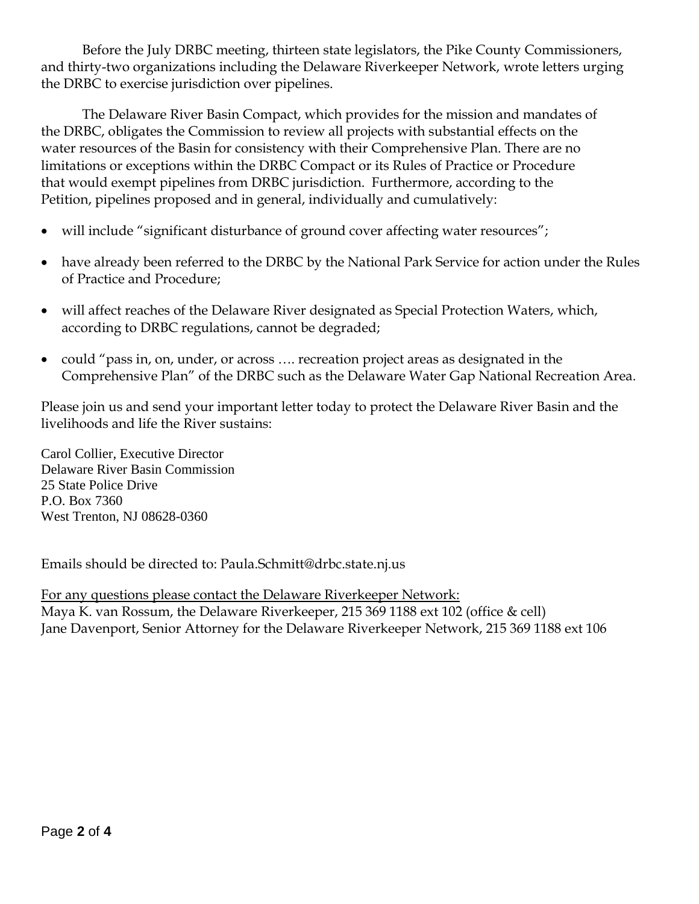Before the July DRBC meeting, thirteen state legislators, the Pike County Commissioners, and thirty-two organizations including the Delaware Riverkeeper Network, wrote letters urging the DRBC to exercise jurisdiction over pipelines.

The Delaware River Basin Compact, which provides for the mission and mandates of the DRBC, obligates the Commission to review all projects with substantial effects on the water resources of the Basin for consistency with their Comprehensive Plan. There are no limitations or exceptions within the DRBC Compact or its Rules of Practice or Procedure that would exempt pipelines from DRBC jurisdiction. Furthermore, according to the Petition, pipelines proposed and in general, individually and cumulatively:

- will include "significant disturbance of ground cover affecting water resources";
- have already been referred to the DRBC by the National Park Service for action under the Rules of Practice and Procedure;
- will affect reaches of the Delaware River designated as Special Protection Waters, which, according to DRBC regulations, cannot be degraded;
- could "pass in, on, under, or across …. recreation project areas as designated in the Comprehensive Plan" of the DRBC such as the Delaware Water Gap National Recreation Area.

Please join us and send your important letter today to protect the Delaware River Basin and the livelihoods and life the River sustains:

Carol Collier, Executive Director
Delaware River Basin Commission
25 State Police Drive
P.O. Box 7360
West Trenton, NJ 08628-0360

Emails should be directed to: Paula.Schmitt@drbc.state.nj.us

For any questions please contact the Delaware Riverkeeper Network:
Maya K. van Rossum, the Delaware Riverkeeper, 215 369 1188 ext 102 (office & cell)
Jane Davenport, Senior Attorney for the Delaware Riverkeeper Network, 215 369 1188 ext 106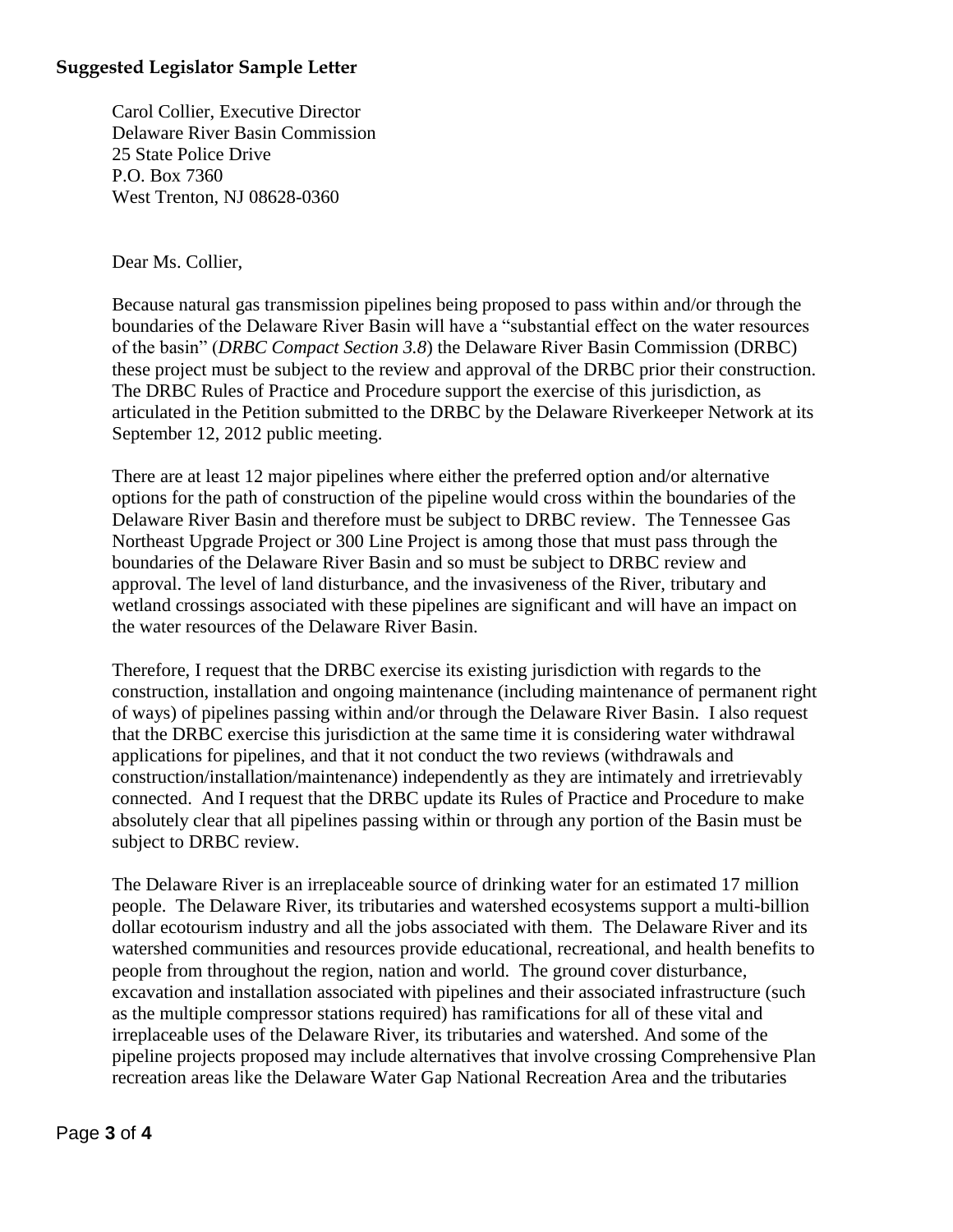**Suggested Legislator Sample Letter**

Carol Collier, Executive Director
Delaware River Basin Commission
25 State Police Drive
P.O. Box 7360
West Trenton, NJ 08628-0360

Dear Ms. Collier,

Because natural gas transmission pipelines being proposed to pass within and/or through the boundaries of the Delaware River Basin will have a "substantial effect on the water resources of the basin" (*DRBC Compact Section 3.8*) the Delaware River Basin Commission (DRBC) these project must be subject to the review and approval of the DRBC prior their construction. The DRBC Rules of Practice and Procedure support the exercise of this jurisdiction, as articulated in the Petition submitted to the DRBC by the Delaware Riverkeeper Network at its September 12, 2012 public meeting.

There are at least 12 major pipelines where either the preferred option and/or alternative options for the path of construction of the pipeline would cross within the boundaries of the Delaware River Basin and therefore must be subject to DRBC review. The Tennessee Gas Northeast Upgrade Project or 300 Line Project is among those that must pass through the boundaries of the Delaware River Basin and so must be subject to DRBC review and approval. The level of land disturbance, and the invasiveness of the River, tributary and wetland crossings associated with these pipelines are significant and will have an impact on the water resources of the Delaware River Basin.

Therefore, I request that the DRBC exercise its existing jurisdiction with regards to the construction, installation and ongoing maintenance (including maintenance of permanent right of ways) of pipelines passing within and/or through the Delaware River Basin. I also request that the DRBC exercise this jurisdiction at the same time it is considering water withdrawal applications for pipelines, and that it not conduct the two reviews (withdrawals and construction/installation/maintenance) independently as they are intimately and irretrievably connected. And I request that the DRBC update its Rules of Practice and Procedure to make absolutely clear that all pipelines passing within or through any portion of the Basin must be subject to DRBC review.

The Delaware River is an irreplaceable source of drinking water for an estimated 17 million people. The Delaware River, its tributaries and watershed ecosystems support a multi-billion dollar ecotourism industry and all the jobs associated with them. The Delaware River and its watershed communities and resources provide educational, recreational, and health benefits to people from throughout the region, nation and world. The ground cover disturbance, excavation and installation associated with pipelines and their associated infrastructure (such as the multiple compressor stations required) has ramifications for all of these vital and irreplaceable uses of the Delaware River, its tributaries and watershed. And some of the pipeline projects proposed may include alternatives that involve crossing Comprehensive Plan recreation areas like the Delaware Water Gap National Recreation Area and the tributaries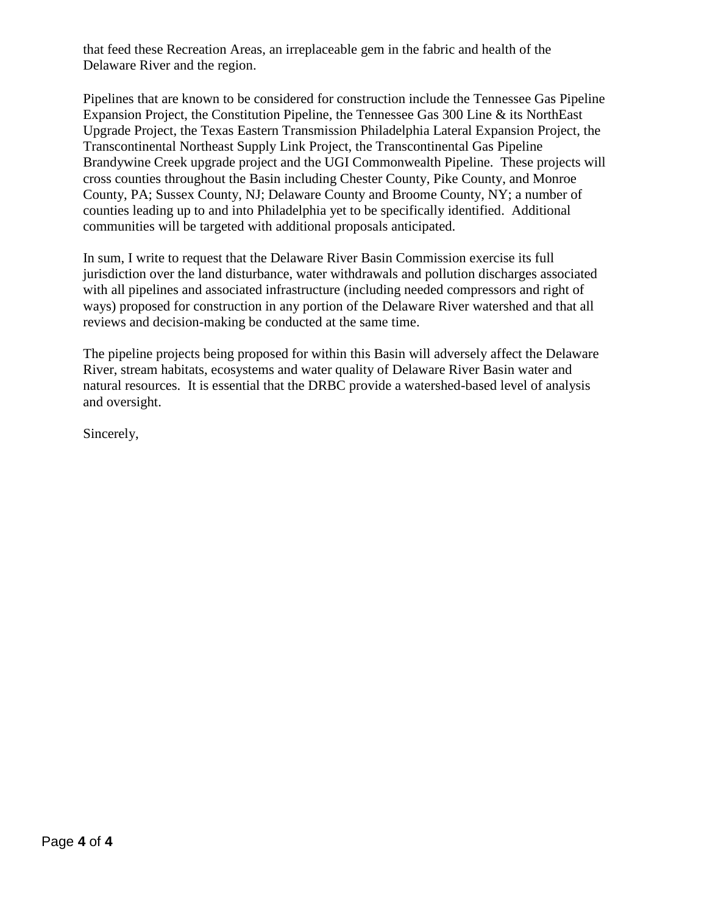that feed these Recreation Areas, an irreplaceable gem in the fabric and health of the Delaware River and the region.

Pipelines that are known to be considered for construction include the Tennessee Gas Pipeline Expansion Project, the Constitution Pipeline, the Tennessee Gas 300 Line & its NorthEast Upgrade Project, the Texas Eastern Transmission Philadelphia Lateral Expansion Project, the Transcontinental Northeast Supply Link Project, the Transcontinental Gas Pipeline Brandywine Creek upgrade project and the UGI Commonwealth Pipeline. These projects will cross counties throughout the Basin including Chester County, Pike County, and Monroe County, PA; Sussex County, NJ; Delaware County and Broome County, NY; a number of counties leading up to and into Philadelphia yet to be specifically identified. Additional communities will be targeted with additional proposals anticipated.

In sum, I write to request that the Delaware River Basin Commission exercise its full jurisdiction over the land disturbance, water withdrawals and pollution discharges associated with all pipelines and associated infrastructure (including needed compressors and right of ways) proposed for construction in any portion of the Delaware River watershed and that all reviews and decision-making be conducted at the same time.

The pipeline projects being proposed for within this Basin will adversely affect the Delaware River, stream habitats, ecosystems and water quality of Delaware River Basin water and natural resources. It is essential that the DRBC provide a watershed-based level of analysis and oversight.

Sincerely,